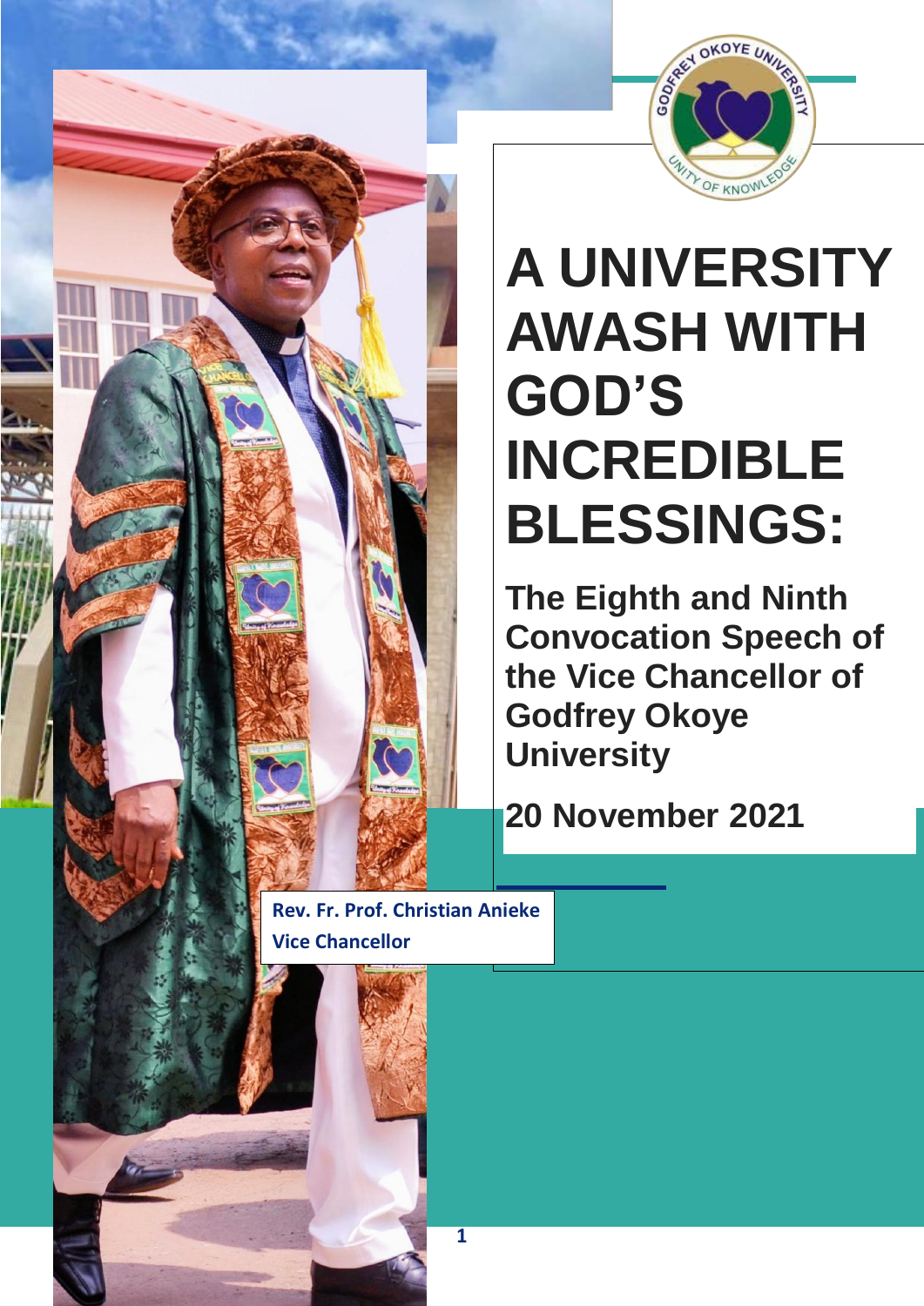# A UNIVERSITY AWASH WITH GOD'S INCREDIBLE BLESSINGS:

## The Eighth and Ninth Convocation Speech of the Vice Chancellor of Godfrey Okoye University

## 20 November 2021

**Rev. Fr. Prof. Christian Anieke**
**Vice Chancellor**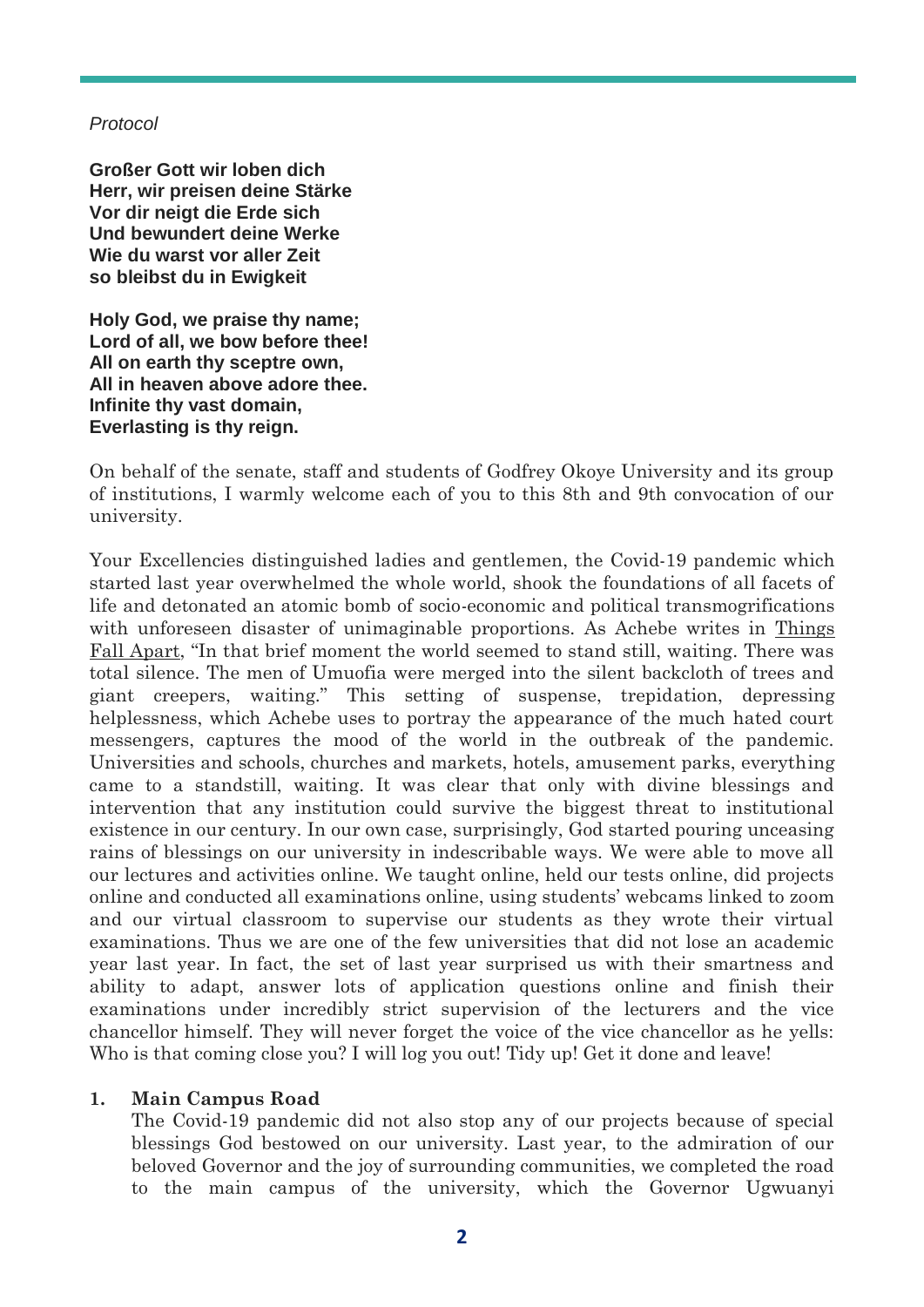*Protocol*

**Großer Gott wir loben dich**
**Herr, wir preisen deine Stärke**
**Vor dir neigt die Erde sich**
**Und bewundert deine Werke**
**Wie du warst vor aller Zeit**
**so bleibst du in Ewigkeit**

**Holy God, we praise thy name;**
**Lord of all, we bow before thee!**
**All on earth thy sceptre own,**
**All in heaven above adore thee.**
**Infinite thy vast domain,**
**Everlasting is thy reign.**

On behalf of the senate, staff and students of Godfrey Okoye University and its group of institutions, I warmly welcome each of you to this 8th and 9th convocation of our university.

Your Excellencies distinguished ladies and gentlemen, the Covid-19 pandemic which started last year overwhelmed the whole world, shook the foundations of all facets of life and detonated an atomic bomb of socio-economic and political transmogrifications with unforeseen disaster of unimaginable proportions. As Achebe writes in Things Fall Apart, "In that brief moment the world seemed to stand still, waiting. There was total silence. The men of Umuofia were merged into the silent backcloth of trees and giant creepers, waiting." This setting of suspense, trepidation, depressing helplessness, which Achebe uses to portray the appearance of the much hated court messengers, captures the mood of the world in the outbreak of the pandemic. Universities and schools, churches and markets, hotels, amusement parks, everything came to a standstill, waiting. It was clear that only with divine blessings and intervention that any institution could survive the biggest threat to institutional existence in our century. In our own case, surprisingly, God started pouring unceasing rains of blessings on our university in indescribable ways. We were able to move all our lectures and activities online. We taught online, held our tests online, did projects online and conducted all examinations online, using students' webcams linked to zoom and our virtual classroom to supervise our students as they wrote their virtual examinations. Thus we are one of the few universities that did not lose an academic year last year. In fact, the set of last year surprised us with their smartness and ability to adapt, answer lots of application questions online and finish their examinations under incredibly strict supervision of the lecturers and the vice chancellor himself. They will never forget the voice of the vice chancellor as he yells: Who is that coming close you? I will log you out! Tidy up! Get it done and leave!

**1. Main Campus Road**

The Covid-19 pandemic did not also stop any of our projects because of special blessings God bestowed on our university. Last year, to the admiration of our beloved Governor and the joy of surrounding communities, we completed the road to the main campus of the university, which the Governor Ugwuanyi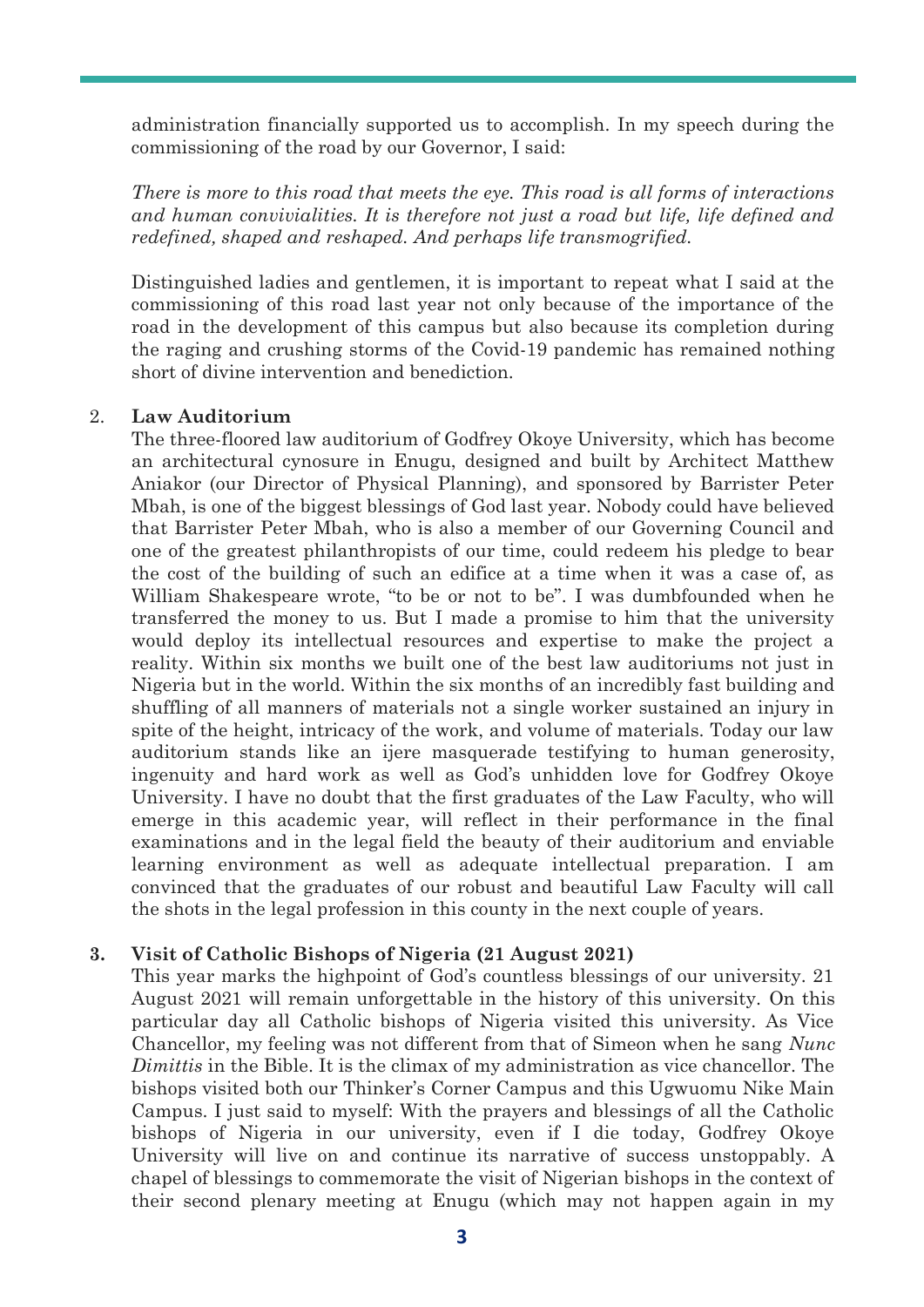administration financially supported us to accomplish. In my speech during the commissioning of the road by our Governor, I said:

*There is more to this road that meets the eye. This road is all forms of interactions and human convivialities. It is therefore not just a road but life, life defined and redefined, shaped and reshaped. And perhaps life transmogrified.*

Distinguished ladies and gentlemen, it is important to repeat what I said at the commissioning of this road last year not only because of the importance of the road in the development of this campus but also because its completion during the raging and crushing storms of the Covid-19 pandemic has remained nothing short of divine intervention and benediction.

2. **Law Auditorium**

The three-floored law auditorium of Godfrey Okoye University, which has become an architectural cynosure in Enugu, designed and built by Architect Matthew Aniakor (our Director of Physical Planning), and sponsored by Barrister Peter Mbah, is one of the biggest blessings of God last year. Nobody could have believed that Barrister Peter Mbah, who is also a member of our Governing Council and one of the greatest philanthropists of our time, could redeem his pledge to bear the cost of the building of such an edifice at a time when it was a case of, as William Shakespeare wrote, "to be or not to be". I was dumbfounded when he transferred the money to us. But I made a promise to him that the university would deploy its intellectual resources and expertise to make the project a reality. Within six months we built one of the best law auditoriums not just in Nigeria but in the world. Within the six months of an incredibly fast building and shuffling of all manners of materials not a single worker sustained an injury in spite of the height, intricacy of the work, and volume of materials. Today our law auditorium stands like an ijere masquerade testifying to human generosity, ingenuity and hard work as well as God's unhidden love for Godfrey Okoye University. I have no doubt that the first graduates of the Law Faculty, who will emerge in this academic year, will reflect in their performance in the final examinations and in the legal field the beauty of their auditorium and enviable learning environment as well as adequate intellectual preparation. I am convinced that the graduates of our robust and beautiful Law Faculty will call the shots in the legal profession in this county in the next couple of years.

3. **Visit of Catholic Bishops of Nigeria (21 August 2021)**

This year marks the highpoint of God's countless blessings of our university. 21 August 2021 will remain unforgettable in the history of this university. On this particular day all Catholic bishops of Nigeria visited this university. As Vice Chancellor, my feeling was not different from that of Simeon when he sang *Nunc Dimittis* in the Bible. It is the climax of my administration as vice chancellor. The bishops visited both our Thinker's Corner Campus and this Ugwuomu Nike Main Campus. I just said to myself: With the prayers and blessings of all the Catholic bishops of Nigeria in our university, even if I die today, Godfrey Okoye University will live on and continue its narrative of success unstoppably. A chapel of blessings to commemorate the visit of Nigerian bishops in the context of their second plenary meeting at Enugu (which may not happen again in my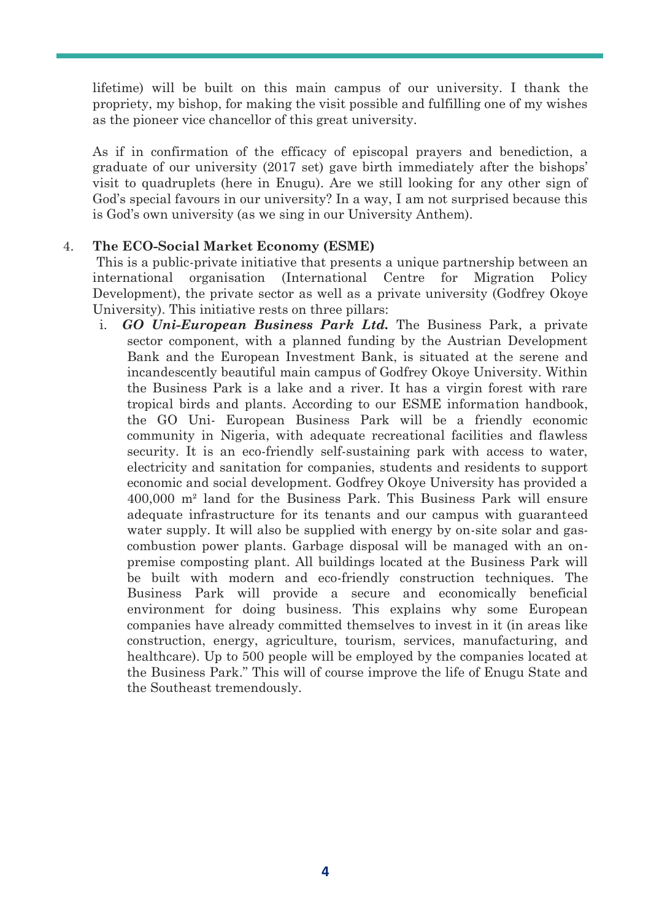lifetime) will be built on this main campus of our university. I thank the propriety, my bishop, for making the visit possible and fulfilling one of my wishes as the pioneer vice chancellor of this great university.

As if in confirmation of the efficacy of episcopal prayers and benediction, a graduate of our university (2017 set) gave birth immediately after the bishops' visit to quadruplets (here in Enugu). Are we still looking for any other sign of God's special favours in our university? In a way, I am not surprised because this is God's own university (as we sing in our University Anthem).

4. **The ECO-Social Market Economy (ESME)**

This is a public-private initiative that presents a unique partnership between an international organisation (International Centre for Migration Policy Development), the private sector as well as a private university (Godfrey Okoye University). This initiative rests on three pillars:

i. ***GO Uni-European Business Park Ltd.*** The Business Park, a private sector component, with a planned funding by the Austrian Development Bank and the European Investment Bank, is situated at the serene and incandescently beautiful main campus of Godfrey Okoye University. Within the Business Park is a lake and a river. It has a virgin forest with rare tropical birds and plants. According to our ESME information handbook, the GO Uni- European Business Park will be a friendly economic community in Nigeria, with adequate recreational facilities and flawless security. It is an eco-friendly self-sustaining park with access to water, electricity and sanitation for companies, students and residents to support economic and social development. Godfrey Okoye University has provided a 400,000 m² land for the Business Park. This Business Park will ensure adequate infrastructure for its tenants and our campus with guaranteed water supply. It will also be supplied with energy by on-site solar and gas-combustion power plants. Garbage disposal will be managed with an on-premise composting plant. All buildings located at the Business Park will be built with modern and eco-friendly construction techniques. The Business Park will provide a secure and economically beneficial environment for doing business. This explains why some European companies have already committed themselves to invest in it (in areas like construction, energy, agriculture, tourism, services, manufacturing, and healthcare). Up to 500 people will be employed by the companies located at the Business Park." This will of course improve the life of Enugu State and the Southeast tremendously.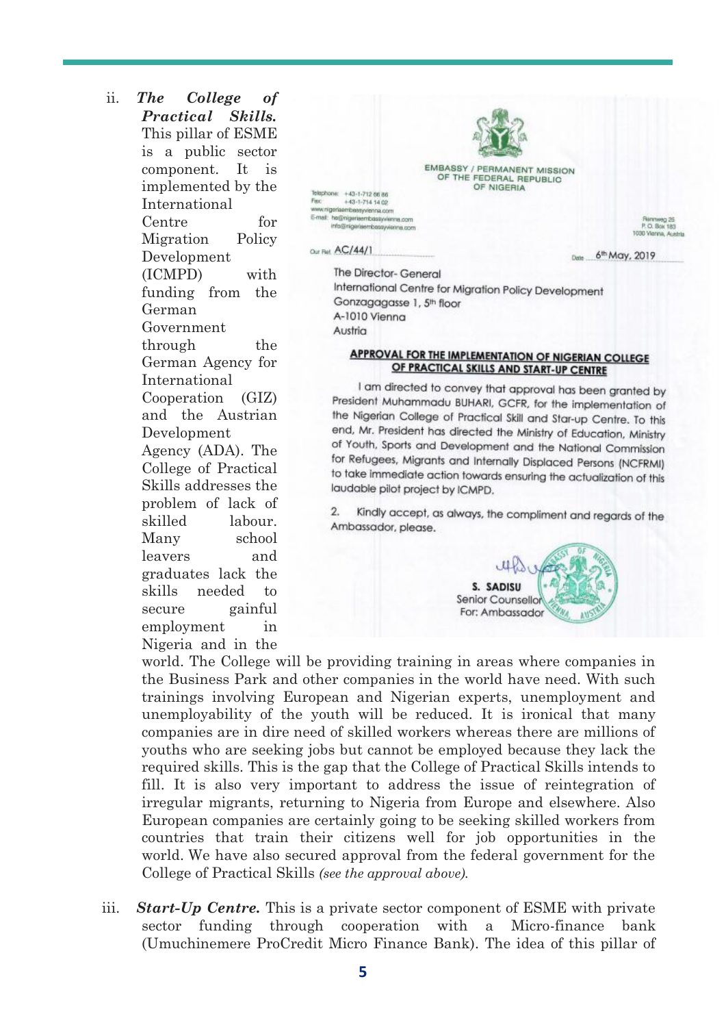ii. ***The College of Practical Skills.*** This pillar of ESME is a public sector component. It is implemented by the International Centre for Migration Policy Development (ICMPD) with funding from the German Government through the German Agency for International Cooperation (GIZ) and the Austrian Development Agency (ADA). The College of Practical Skills addresses the problem of lack of skilled labour. Many school leavers and graduates lack the skills needed to secure gainful employment in Nigeria and in the world. The College will be providing training in areas where companies in the Business Park and other companies in the world have need. With such trainings involving European and Nigerian experts, unemployment and unemployability of the youth will be reduced. It is ironical that many companies are in dire need of skilled workers whereas there are millions of youths who are seeking jobs but cannot be employed because they lack the required skills. This is the gap that the College of Practical Skills intends to fill. It is also very important to address the issue of reintegration of irregular migrants, returning to Nigeria from Europe and elsewhere. Also European companies are certainly going to be seeking skilled workers from countries that train their citizens well for job opportunities in the world. We have also secured approval from the federal government for the College of Practical Skills *(see the approval above).*

> EMBASSY / PERMANENT MISSION OF THE FEDERAL REPUBLIC OF NIGERIA
>
> Telephone: +43-1-712 66 86
> Fax: +43-1-714 14 02
> www.nigeriaembassyvienna.com
> E-mail: hc@nigeriaembassyvienna.com
> info@nigeriaembassyvienna.com
>
> Rennweg 25
> P. O. Box 183
> 1030 Vienna, Austria
>
> Our Ref: AC/44/1
>
> Date: 6th May, 2019
>
> The Director- General
> International Centre for Migration Policy Development
> Gonzagagasse 1, 5th floor
> A-1010 Vienna
> Austria
>
> **APPROVAL FOR THE IMPLEMENTATION OF NIGERIAN COLLEGE OF PRACTICAL SKILLS AND START-UP CENTRE**
>
> I am directed to convey that approval has been granted by President Muhammadu BUHARI, GCFR, for the implementation of the Nigerian College of Practical Skill and Star-up Centre. To this end, Mr. President has directed the Ministry of Education, Ministry of Youth, Sports and Development and the National Commission for Refugees, Migrants and Internally Displaced Persons (NCFRMI) to take immediate action towards ensuring the actualization of this laudable pilot project by ICMPD.
>
> 2. Kindly accept, as always, the compliment and regards of the Ambassador, please.
>
> **S. SADISU**
> Senior Counsellor
> For: Ambassador

iii. ***Start-Up Centre.*** This is a private sector component of ESME with private sector funding through cooperation with a Micro-finance bank (Umuchinemere ProCredit Micro Finance Bank). The idea of this pillar of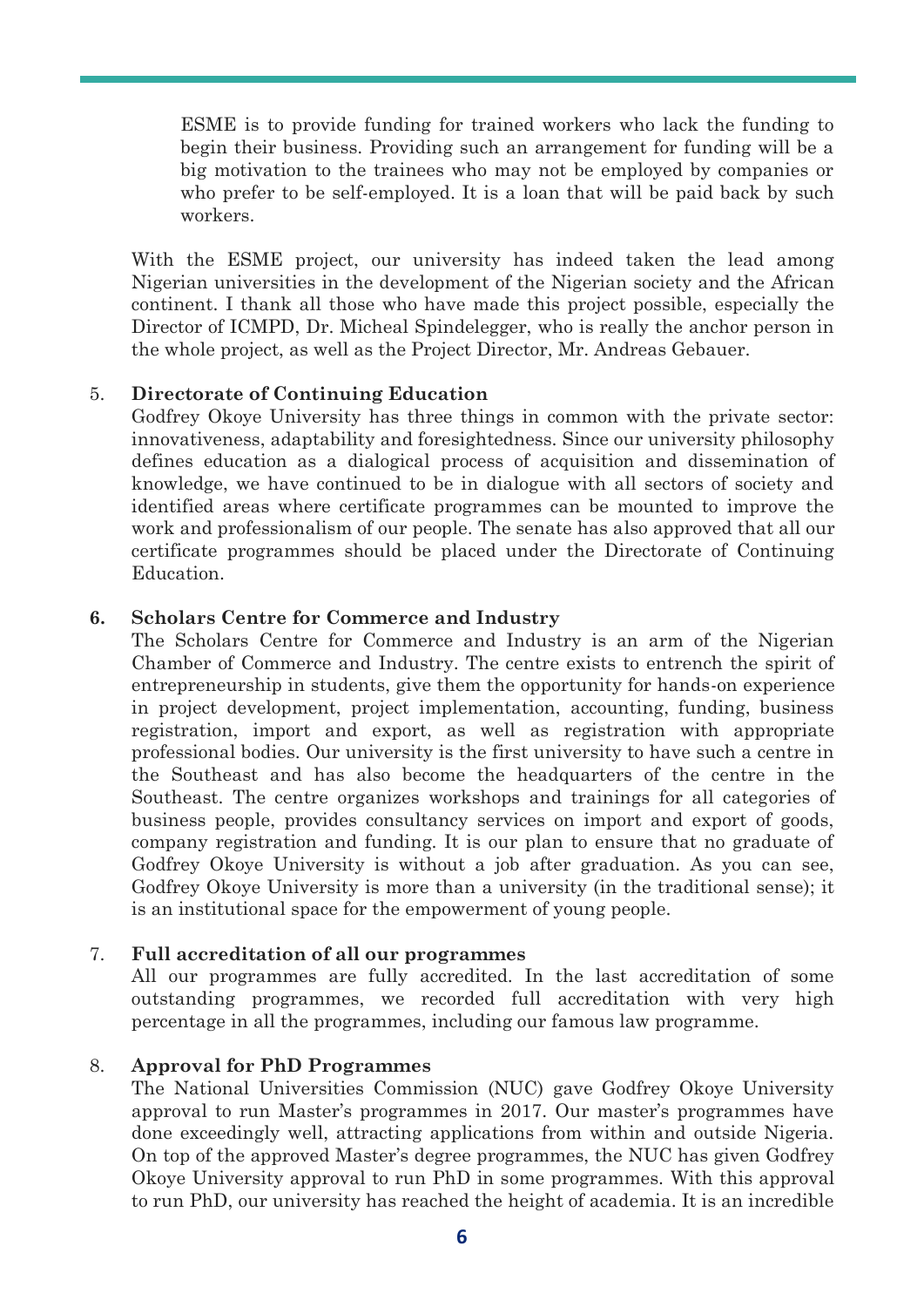ESME is to provide funding for trained workers who lack the funding to begin their business. Providing such an arrangement for funding will be a big motivation to the trainees who may not be employed by companies or who prefer to be self-employed. It is a loan that will be paid back by such workers.

With the ESME project, our university has indeed taken the lead among Nigerian universities in the development of the Nigerian society and the African continent. I thank all those who have made this project possible, especially the Director of ICMPD, Dr. Micheal Spindelegger, who is really the anchor person in the whole project, as well as the Project Director, Mr. Andreas Gebauer.

5. **Directorate of Continuing Education**

Godfrey Okoye University has three things in common with the private sector: innovativeness, adaptability and foresightedness. Since our university philosophy defines education as a dialogical process of acquisition and dissemination of knowledge, we have continued to be in dialogue with all sectors of society and identified areas where certificate programmes can be mounted to improve the work and professionalism of our people. The senate has also approved that all our certificate programmes should be placed under the Directorate of Continuing Education.

**6. Scholars Centre for Commerce and Industry**

The Scholars Centre for Commerce and Industry is an arm of the Nigerian Chamber of Commerce and Industry. The centre exists to entrench the spirit of entrepreneurship in students, give them the opportunity for hands-on experience in project development, project implementation, accounting, funding, business registration, import and export, as well as registration with appropriate professional bodies. Our university is the first university to have such a centre in the Southeast and has also become the headquarters of the centre in the Southeast. The centre organizes workshops and trainings for all categories of business people, provides consultancy services on import and export of goods, company registration and funding. It is our plan to ensure that no graduate of Godfrey Okoye University is without a job after graduation. As you can see, Godfrey Okoye University is more than a university (in the traditional sense); it is an institutional space for the empowerment of young people.

7. **Full accreditation of all our programmes**

All our programmes are fully accredited. In the last accreditation of some outstanding programmes, we recorded full accreditation with very high percentage in all the programmes, including our famous law programme.

8. **Approval for PhD Programmes**

The National Universities Commission (NUC) gave Godfrey Okoye University approval to run Master's programmes in 2017. Our master's programmes have done exceedingly well, attracting applications from within and outside Nigeria. On top of the approved Master's degree programmes, the NUC has given Godfrey Okoye University approval to run PhD in some programmes. With this approval to run PhD, our university has reached the height of academia. It is an incredible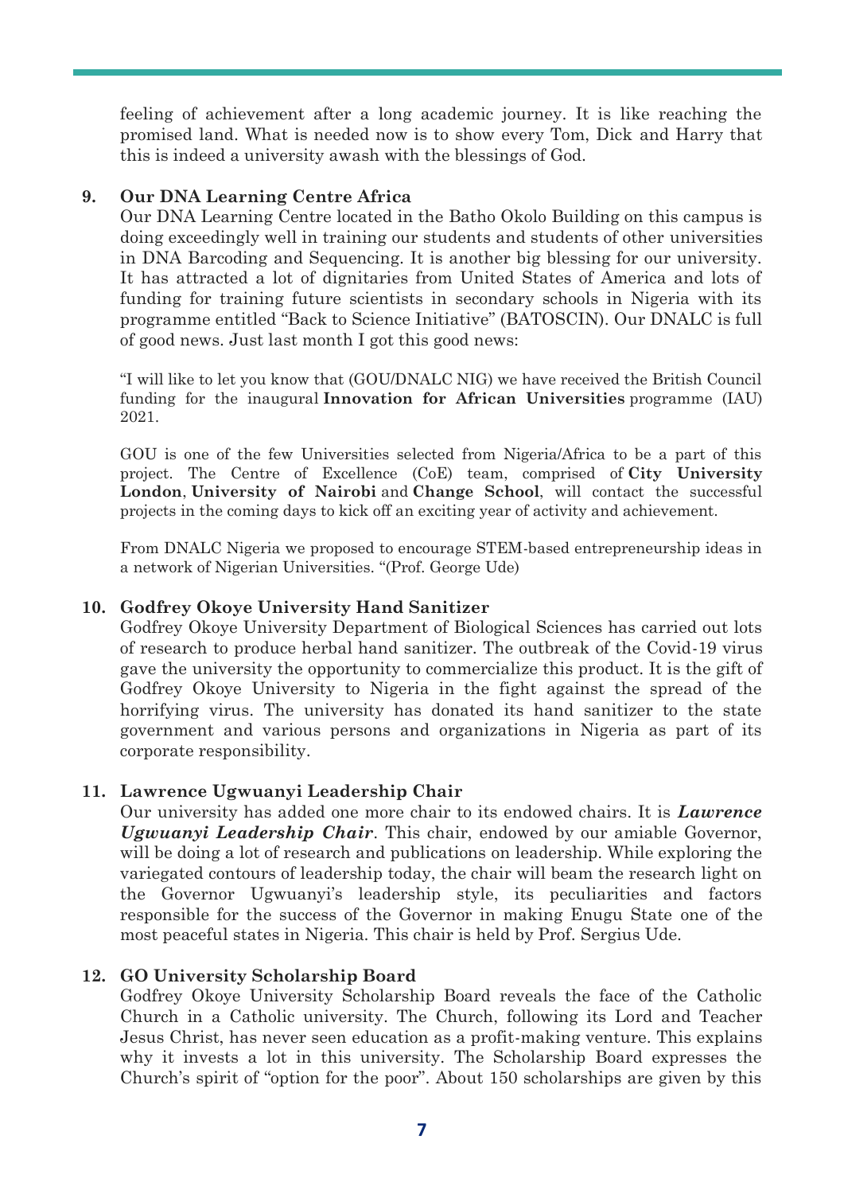feeling of achievement after a long academic journey. It is like reaching the promised land. What is needed now is to show every Tom, Dick and Harry that this is indeed a university awash with the blessings of God.

**9. Our DNA Learning Centre Africa**

Our DNA Learning Centre located in the Batho Okolo Building on this campus is doing exceedingly well in training our students and students of other universities in DNA Barcoding and Sequencing. It is another big blessing for our university. It has attracted a lot of dignitaries from United States of America and lots of funding for training future scientists in secondary schools in Nigeria with its programme entitled "Back to Science Initiative" (BATOSCIN). Our DNALC is full of good news. Just last month I got this good news:

> "I will like to let you know that (GOU/DNALC NIG) we have received the British Council funding for the inaugural **Innovation for African Universities** programme (IAU) 2021.
>
> GOU is one of the few Universities selected from Nigeria/Africa to be a part of this project. The Centre of Excellence (CoE) team, comprised of **City University London**, **University of Nairobi** and **Change School**, will contact the successful projects in the coming days to kick off an exciting year of activity and achievement.
>
> From DNALC Nigeria we proposed to encourage STEM-based entrepreneurship ideas in a network of Nigerian Universities. "(Prof. George Ude)

**10. Godfrey Okoye University Hand Sanitizer**

Godfrey Okoye University Department of Biological Sciences has carried out lots of research to produce herbal hand sanitizer. The outbreak of the Covid-19 virus gave the university the opportunity to commercialize this product. It is the gift of Godfrey Okoye University to Nigeria in the fight against the spread of the horrifying virus. The university has donated its hand sanitizer to the state government and various persons and organizations in Nigeria as part of its corporate responsibility.

**11. Lawrence Ugwuanyi Leadership Chair**

Our university has added one more chair to its endowed chairs. It is ***Lawrence Ugwuanyi Leadership Chair***. This chair, endowed by our amiable Governor, will be doing a lot of research and publications on leadership. While exploring the variegated contours of leadership today, the chair will beam the research light on the Governor Ugwuanyi's leadership style, its peculiarities and factors responsible for the success of the Governor in making Enugu State one of the most peaceful states in Nigeria. This chair is held by Prof. Sergius Ude.

**12. GO University Scholarship Board**

Godfrey Okoye University Scholarship Board reveals the face of the Catholic Church in a Catholic university. The Church, following its Lord and Teacher Jesus Christ, has never seen education as a profit-making venture. This explains why it invests a lot in this university. The Scholarship Board expresses the Church's spirit of "option for the poor". About 150 scholarships are given by this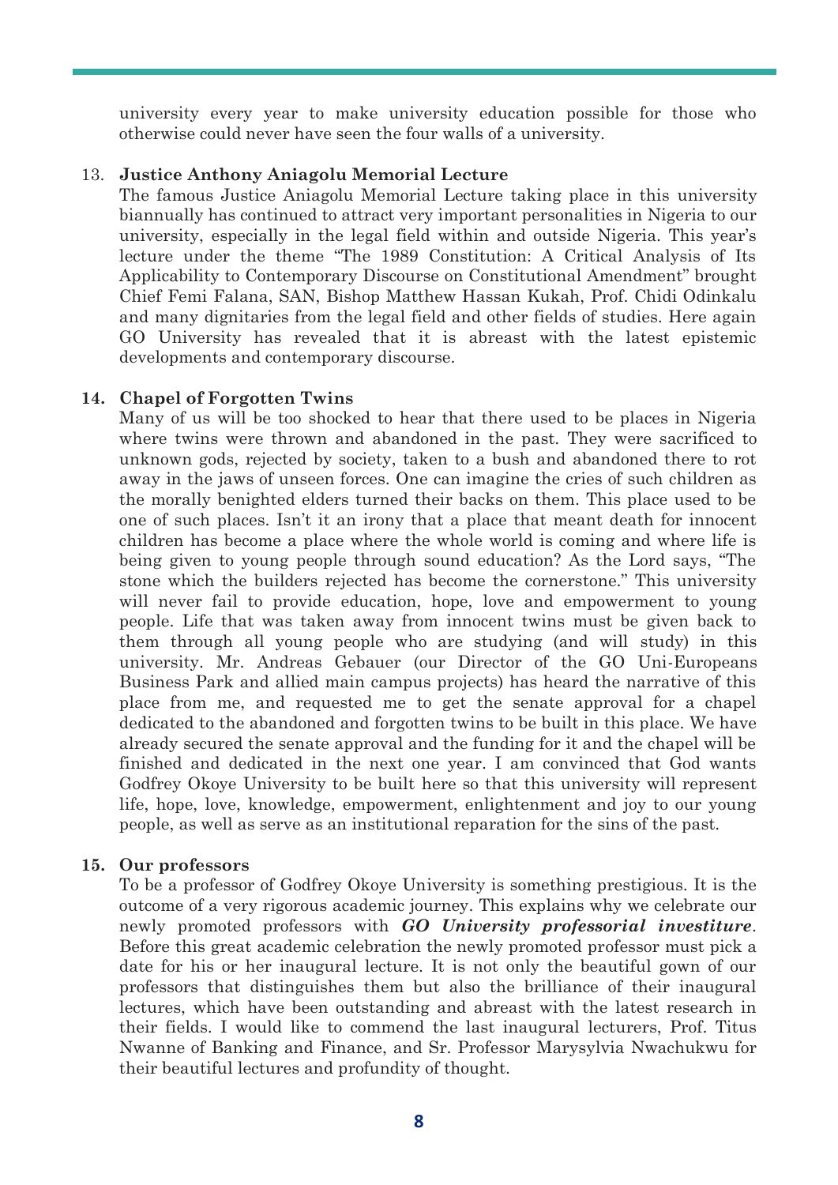university every year to make university education possible for those who otherwise could never have seen the four walls of a university.

13. **Justice Anthony Aniagolu Memorial Lecture**

    The famous Justice Aniagolu Memorial Lecture taking place in this university biannually has continued to attract very important personalities in Nigeria to our university, especially in the legal field within and outside Nigeria. This year's lecture under the theme "The 1989 Constitution: A Critical Analysis of Its Applicability to Contemporary Discourse on Constitutional Amendment" brought Chief Femi Falana, SAN, Bishop Matthew Hassan Kukah, Prof. Chidi Odinkalu and many dignitaries from the legal field and other fields of studies. Here again GO University has revealed that it is abreast with the latest epistemic developments and contemporary discourse.

14. **Chapel of Forgotten Twins**

    Many of us will be too shocked to hear that there used to be places in Nigeria where twins were thrown and abandoned in the past. They were sacrificed to unknown gods, rejected by society, taken to a bush and abandoned there to rot away in the jaws of unseen forces. One can imagine the cries of such children as the morally benighted elders turned their backs on them. This place used to be one of such places. Isn't it an irony that a place that meant death for innocent children has become a place where the whole world is coming and where life is being given to young people through sound education? As the Lord says, "The stone which the builders rejected has become the cornerstone." This university will never fail to provide education, hope, love and empowerment to young people. Life that was taken away from innocent twins must be given back to them through all young people who are studying (and will study) in this university. Mr. Andreas Gebauer (our Director of the GO Uni-Europeans Business Park and allied main campus projects) has heard the narrative of this place from me, and requested me to get the senate approval for a chapel dedicated to the abandoned and forgotten twins to be built in this place. We have already secured the senate approval and the funding for it and the chapel will be finished and dedicated in the next one year. I am convinced that God wants Godfrey Okoye University to be built here so that this university will represent life, hope, love, knowledge, empowerment, enlightenment and joy to our young people, as well as serve as an institutional reparation for the sins of the past.

15. **Our professors**

    To be a professor of Godfrey Okoye University is something prestigious. It is the outcome of a very rigorous academic journey. This explains why we celebrate our newly promoted professors with ***GO University professorial investiture***. Before this great academic celebration the newly promoted professor must pick a date for his or her inaugural lecture. It is not only the beautiful gown of our professors that distinguishes them but also the brilliance of their inaugural lectures, which have been outstanding and abreast with the latest research in their fields. I would like to commend the last inaugural lecturers, Prof. Titus Nwanne of Banking and Finance, and Sr. Professor Marysylvia Nwachukwu for their beautiful lectures and profundity of thought.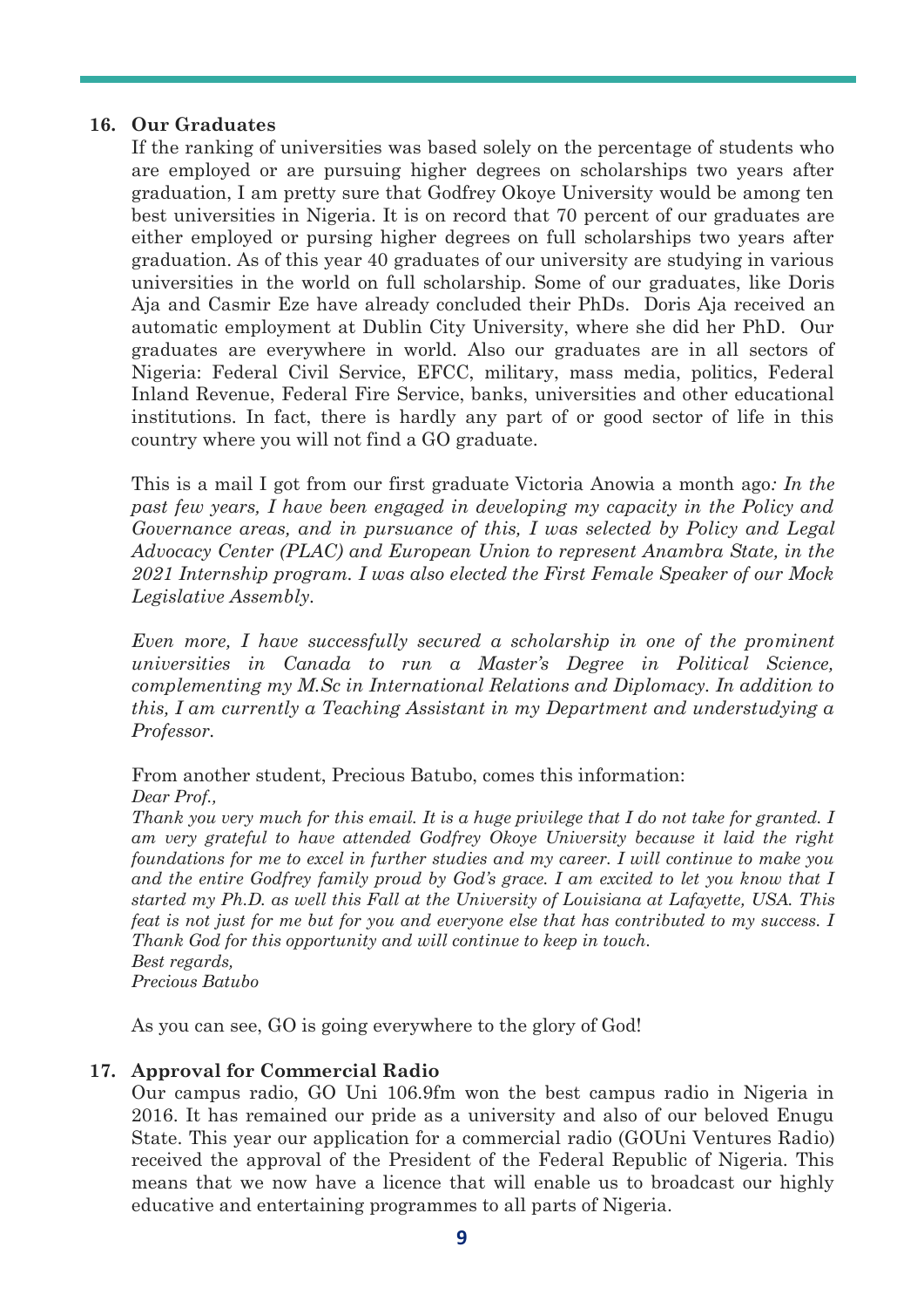## 16. Our Graduates

If the ranking of universities was based solely on the percentage of students who are employed or are pursuing higher degrees on scholarships two years after graduation, I am pretty sure that Godfrey Okoye University would be among ten best universities in Nigeria. It is on record that 70 percent of our graduates are either employed or pursing higher degrees on full scholarships two years after graduation. As of this year 40 graduates of our university are studying in various universities in the world on full scholarship. Some of our graduates, like Doris Aja and Casmir Eze have already concluded their PhDs. Doris Aja received an automatic employment at Dublin City University, where she did her PhD. Our graduates are everywhere in world. Also our graduates are in all sectors of Nigeria: Federal Civil Service, EFCC, military, mass media, politics, Federal Inland Revenue, Federal Fire Service, banks, universities and other educational institutions. In fact, there is hardly any part of or good sector of life in this country where you will not find a GO graduate.

This is a mail I got from our first graduate Victoria Anowia a month ago*: In the past few years, I have been engaged in developing my capacity in the Policy and Governance areas, and in pursuance of this, I was selected by Policy and Legal Advocacy Center (PLAC) and European Union to represent Anambra State, in the 2021 Internship program. I was also elected the First Female Speaker of our Mock Legislative Assembly.*

*Even more, I have successfully secured a scholarship in one of the prominent universities in Canada to run a Master's Degree in Political Science, complementing my M.Sc in International Relations and Diplomacy. In addition to this, I am currently a Teaching Assistant in my Department and understudying a Professor.*

From another student, Precious Batubo, comes this information:

*Dear Prof.,*

*Thank you very much for this email. It is a huge privilege that I do not take for granted. I am very grateful to have attended Godfrey Okoye University because it laid the right foundations for me to excel in further studies and my career. I will continue to make you and the entire Godfrey family proud by God's grace. I am excited to let you know that I started my Ph.D. as well this Fall at the University of Louisiana at Lafayette, USA. This feat is not just for me but for you and everyone else that has contributed to my success. I Thank God for this opportunity and will continue to keep in touch.*

*Best regards,*

*Precious Batubo*

As you can see, GO is going everywhere to the glory of God!

## 17. Approval for Commercial Radio

Our campus radio, GO Uni 106.9fm won the best campus radio in Nigeria in 2016. It has remained our pride as a university and also of our beloved Enugu State. This year our application for a commercial radio (GOUni Ventures Radio) received the approval of the President of the Federal Republic of Nigeria. This means that we now have a licence that will enable us to broadcast our highly educative and entertaining programmes to all parts of Nigeria.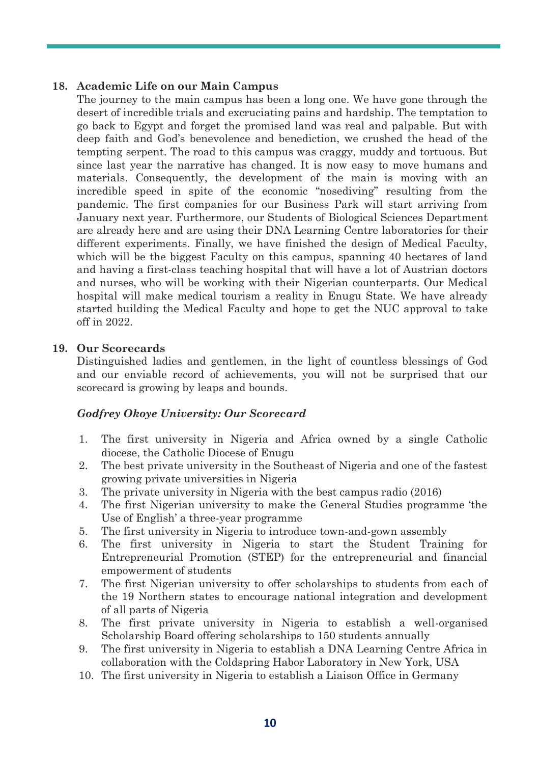**18. Academic Life on our Main Campus**

The journey to the main campus has been a long one. We have gone through the desert of incredible trials and excruciating pains and hardship. The temptation to go back to Egypt and forget the promised land was real and palpable. But with deep faith and God's benevolence and benediction, we crushed the head of the tempting serpent. The road to this campus was craggy, muddy and tortuous. But since last year the narrative has changed. It is now easy to move humans and materials. Consequently, the development of the main is moving with an incredible speed in spite of the economic "nosediving" resulting from the pandemic. The first companies for our Business Park will start arriving from January next year. Furthermore, our Students of Biological Sciences Department are already here and are using their DNA Learning Centre laboratories for their different experiments. Finally, we have finished the design of Medical Faculty, which will be the biggest Faculty on this campus, spanning 40 hectares of land and having a first-class teaching hospital that will have a lot of Austrian doctors and nurses, who will be working with their Nigerian counterparts. Our Medical hospital will make medical tourism a reality in Enugu State. We have already started building the Medical Faculty and hope to get the NUC approval to take off in 2022.

**19. Our Scorecards**

Distinguished ladies and gentlemen, in the light of countless blessings of God and our enviable record of achievements, you will not be surprised that our scorecard is growing by leaps and bounds.

***Godfrey Okoye University: Our Scorecard***

1. The first university in Nigeria and Africa owned by a single Catholic diocese, the Catholic Diocese of Enugu
2. The best private university in the Southeast of Nigeria and one of the fastest growing private universities in Nigeria
3. The private university in Nigeria with the best campus radio (2016)
4. The first Nigerian university to make the General Studies programme 'the Use of English' a three-year programme
5. The first university in Nigeria to introduce town-and-gown assembly
6. The first university in Nigeria to start the Student Training for Entrepreneurial Promotion (STEP) for the entrepreneurial and financial empowerment of students
7. The first Nigerian university to offer scholarships to students from each of the 19 Northern states to encourage national integration and development of all parts of Nigeria
8. The first private university in Nigeria to establish a well-organised Scholarship Board offering scholarships to 150 students annually
9. The first university in Nigeria to establish a DNA Learning Centre Africa in collaboration with the Coldspring Habor Laboratory in New York, USA
10. The first university in Nigeria to establish a Liaison Office in Germany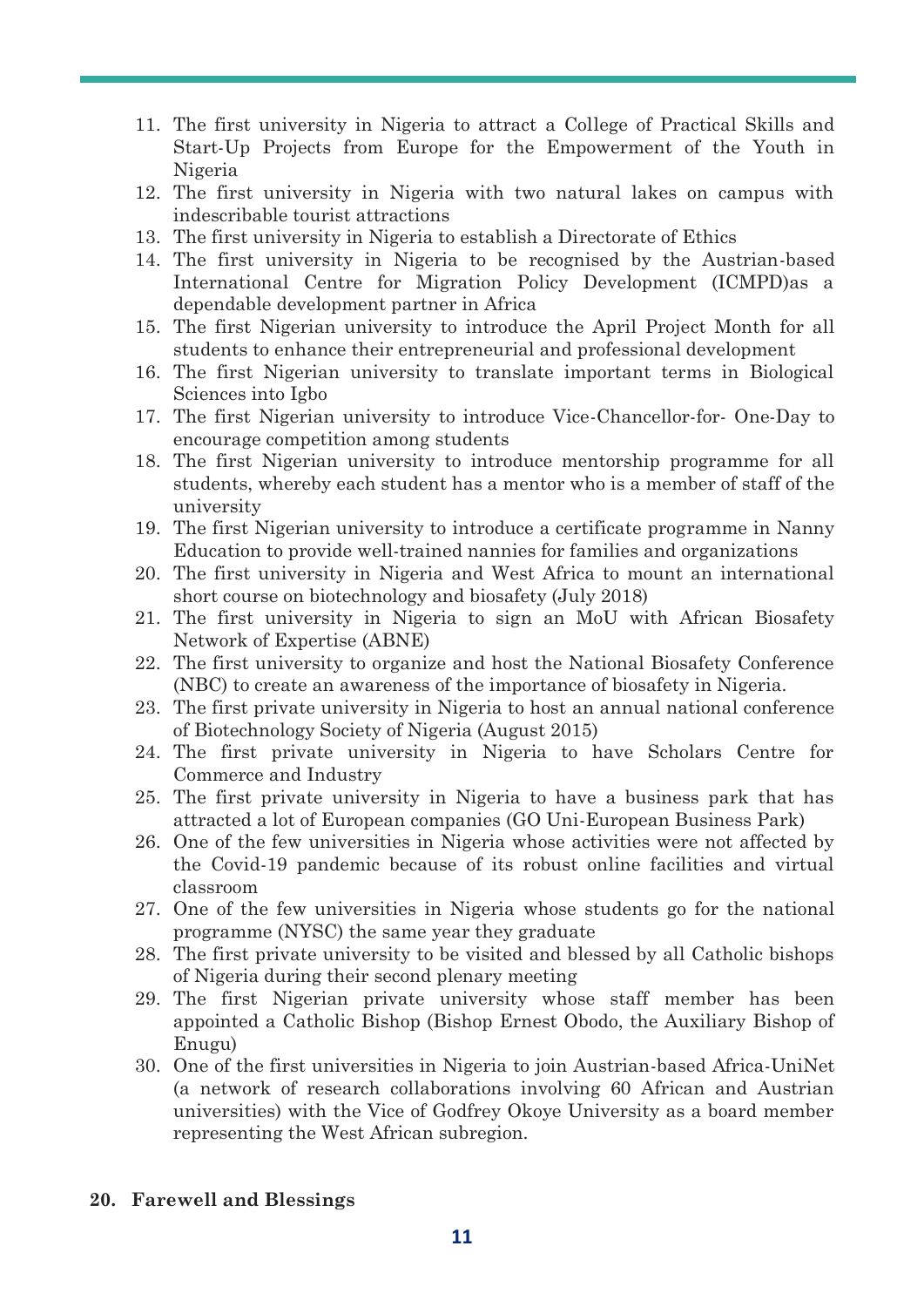11. The first university in Nigeria to attract a College of Practical Skills and Start-Up Projects from Europe for the Empowerment of the Youth in Nigeria
12. The first university in Nigeria with two natural lakes on campus with indescribable tourist attractions
13. The first university in Nigeria to establish a Directorate of Ethics
14. The first university in Nigeria to be recognised by the Austrian-based International Centre for Migration Policy Development (ICMPD)as a dependable development partner in Africa
15. The first Nigerian university to introduce the April Project Month for all students to enhance their entrepreneurial and professional development
16. The first Nigerian university to translate important terms in Biological Sciences into Igbo
17. The first Nigerian university to introduce Vice-Chancellor-for- One-Day to encourage competition among students
18. The first Nigerian university to introduce mentorship programme for all students, whereby each student has a mentor who is a member of staff of the university
19. The first Nigerian university to introduce a certificate programme in Nanny Education to provide well-trained nannies for families and organizations
20. The first university in Nigeria and West Africa to mount an international short course on biotechnology and biosafety (July 2018)
21. The first university in Nigeria to sign an MoU with African Biosafety Network of Expertise (ABNE)
22. The first university to organize and host the National Biosafety Conference (NBC) to create an awareness of the importance of biosafety in Nigeria.
23. The first private university in Nigeria to host an annual national conference of Biotechnology Society of Nigeria (August 2015)
24. The first private university in Nigeria to have Scholars Centre for Commerce and Industry
25. The first private university in Nigeria to have a business park that has attracted a lot of European companies (GO Uni-European Business Park)
26. One of the few universities in Nigeria whose activities were not affected by the Covid-19 pandemic because of its robust online facilities and virtual classroom
27. One of the few universities in Nigeria whose students go for the national programme (NYSC) the same year they graduate
28. The first private university to be visited and blessed by all Catholic bishops of Nigeria during their second plenary meeting
29. The first Nigerian private university whose staff member has been appointed a Catholic Bishop (Bishop Ernest Obodo, the Auxiliary Bishop of Enugu)
30. One of the first universities in Nigeria to join Austrian-based Africa-UniNet (a network of research collaborations involving 60 African and Austrian universities) with the Vice of Godfrey Okoye University as a board member representing the West African subregion.

**20. Farewell and Blessings**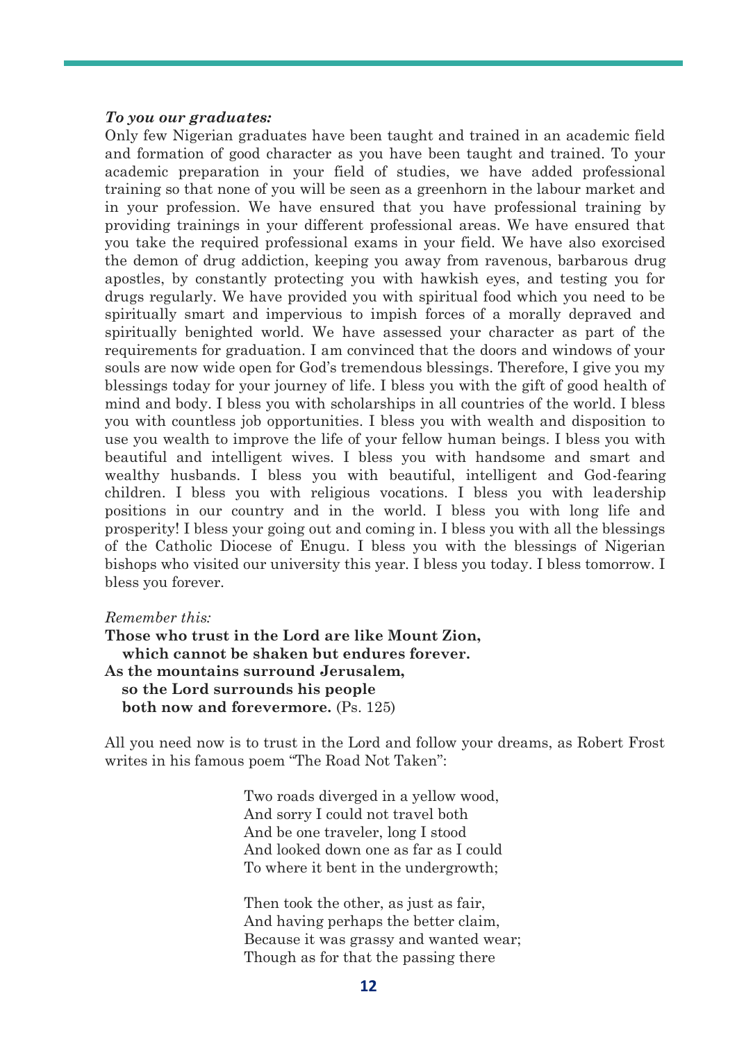***To you our graduates:***

Only few Nigerian graduates have been taught and trained in an academic field and formation of good character as you have been taught and trained. To your academic preparation in your field of studies, we have added professional training so that none of you will be seen as a greenhorn in the labour market and in your profession. We have ensured that you have professional training by providing trainings in your different professional areas. We have ensured that you take the required professional exams in your field. We have also exorcised the demon of drug addiction, keeping you away from ravenous, barbarous drug apostles, by constantly protecting you with hawkish eyes, and testing you for drugs regularly. We have provided you with spiritual food which you need to be spiritually smart and impervious to impish forces of a morally depraved and spiritually benighted world. We have assessed your character as part of the requirements for graduation. I am convinced that the doors and windows of your souls are now wide open for God's tremendous blessings. Therefore, I give you my blessings today for your journey of life. I bless you with the gift of good health of mind and body. I bless you with scholarships in all countries of the world. I bless you with countless job opportunities. I bless you with wealth and disposition to use you wealth to improve the life of your fellow human beings. I bless you with beautiful and intelligent wives. I bless you with handsome and smart and wealthy husbands. I bless you with beautiful, intelligent and God-fearing children. I bless you with religious vocations. I bless you with leadership positions in our country and in the world. I bless you with long life and prosperity! I bless your going out and coming in. I bless you with all the blessings of the Catholic Diocese of Enugu. I bless you with the blessings of Nigerian bishops who visited our university this year. I bless you today. I bless tomorrow. I bless you forever.

*Remember this:*

**Those who trust in the Lord are like Mount Zion,**
**which cannot be shaken but endures forever.**
**As the mountains surround Jerusalem,**
**so the Lord surrounds his people**
**both now and forevermore.** (Ps. 125)

All you need now is to trust in the Lord and follow your dreams, as Robert Frost writes in his famous poem "The Road Not Taken":

> Two roads diverged in a yellow wood,
> And sorry I could not travel both
> And be one traveler, long I stood
> And looked down one as far as I could
> To where it bent in the undergrowth;
>
> Then took the other, as just as fair,
> And having perhaps the better claim,
> Because it was grassy and wanted wear;
> Though as for that the passing there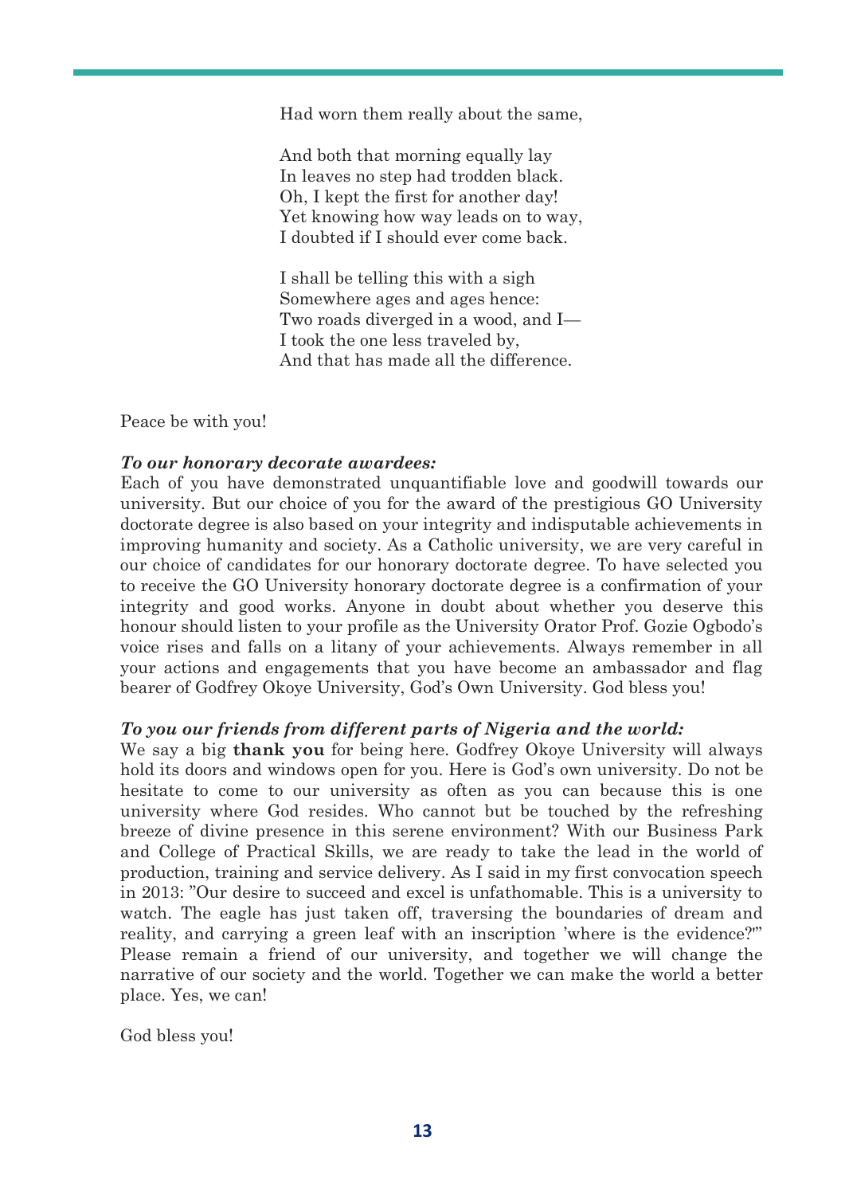Had worn them really about the same,

And both that morning equally lay  
In leaves no step had trodden black.  
Oh, I kept the first for another day!  
Yet knowing how way leads on to way,  
I doubted if I should ever come back.

I shall be telling this with a sigh  
Somewhere ages and ages hence:  
Two roads diverged in a wood, and I—  
I took the one less traveled by,  
And that has made all the difference.

Peace be with you!

***To our honorary decorate awardees:***

Each of you have demonstrated unquantifiable love and goodwill towards our university. But our choice of you for the award of the prestigious GO University doctorate degree is also based on your integrity and indisputable achievements in improving humanity and society. As a Catholic university, we are very careful in our choice of candidates for our honorary doctorate degree. To have selected you to receive the GO University honorary doctorate degree is a confirmation of your integrity and good works. Anyone in doubt about whether you deserve this honour should listen to your profile as the University Orator Prof. Gozie Ogbodo's voice rises and falls on a litany of your achievements. Always remember in all your actions and engagements that you have become an ambassador and flag bearer of Godfrey Okoye University, God's Own University. God bless you!

***To you our friends from different parts of Nigeria and the world:***

We say a big **thank you** for being here. Godfrey Okoye University will always hold its doors and windows open for you. Here is God's own university. Do not be hesitate to come to our university as often as you can because this is one university where God resides. Who cannot but be touched by the refreshing breeze of divine presence in this serene environment? With our Business Park and College of Practical Skills, we are ready to take the lead in the world of production, training and service delivery. As I said in my first convocation speech in 2013: "Our desire to succeed and excel is unfathomable. This is a university to watch. The eagle has just taken off, traversing the boundaries of dream and reality, and carrying a green leaf with an inscription 'where is the evidence?'" Please remain a friend of our university, and together we will change the narrative of our society and the world. Together we can make the world a better place. Yes, we can!

God bless you!